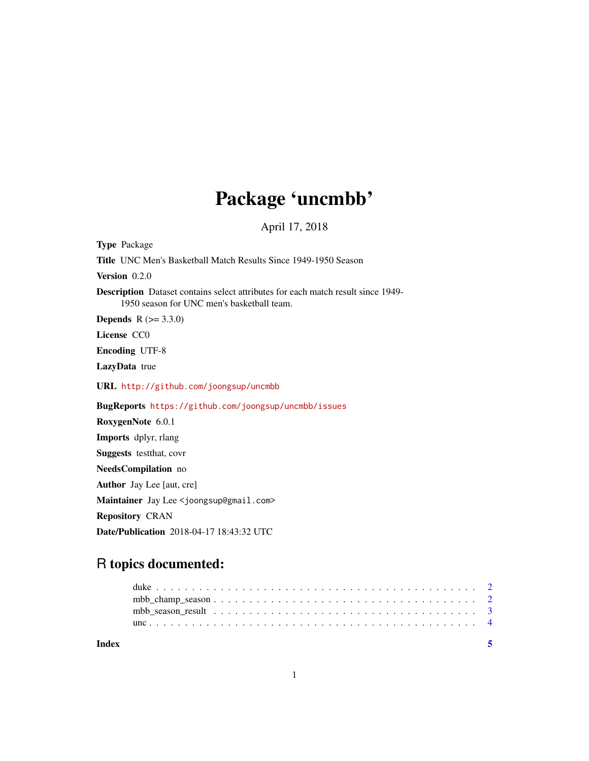# Package 'uncmbb'

April 17, 2018

**Type** Package

**Title** UNC Men's Basketball Match Results Since 1949-1950 Season

**Version** 0.2.0

**Description** Dataset contains select attributes for each match result since 1949-1950 season for UNC men's basketball team.

**Depends** R (>= 3.3.0)

**License** CC0

**Encoding** UTF-8

**LazyData** true

**URL** http://github.com/joongsup/uncmbb

**BugReports** https://github.com/joongsup/uncmbb/issues

**RoxygenNote** 6.0.1

**Imports** dplyr, rlang

**Suggests** testthat, covr

**NeedsCompilation** no

**Author** Jay Lee [aut, cre]

**Maintainer** Jay Lee <joongsup@gmail.com>

**Repository** CRAN

**Date/Publication** 2018-04-17 18:43:32 UTC

## R topics documented:

- duke . . . . . . . . . . . . . . . . . . . . . . . . . . . . . . . . . . . . . . . . . . 2
- mbb_champ_season . . . . . . . . . . . . . . . . . . . . . . . . . . . . . . . . . . 2
- mbb_season_result . . . . . . . . . . . . . . . . . . . . . . . . . . . . . . . . . . 3
- unc . . . . . . . . . . . . . . . . . . . . . . . . . . . . . . . . . . . . . . . . . . . 4

**Index** 5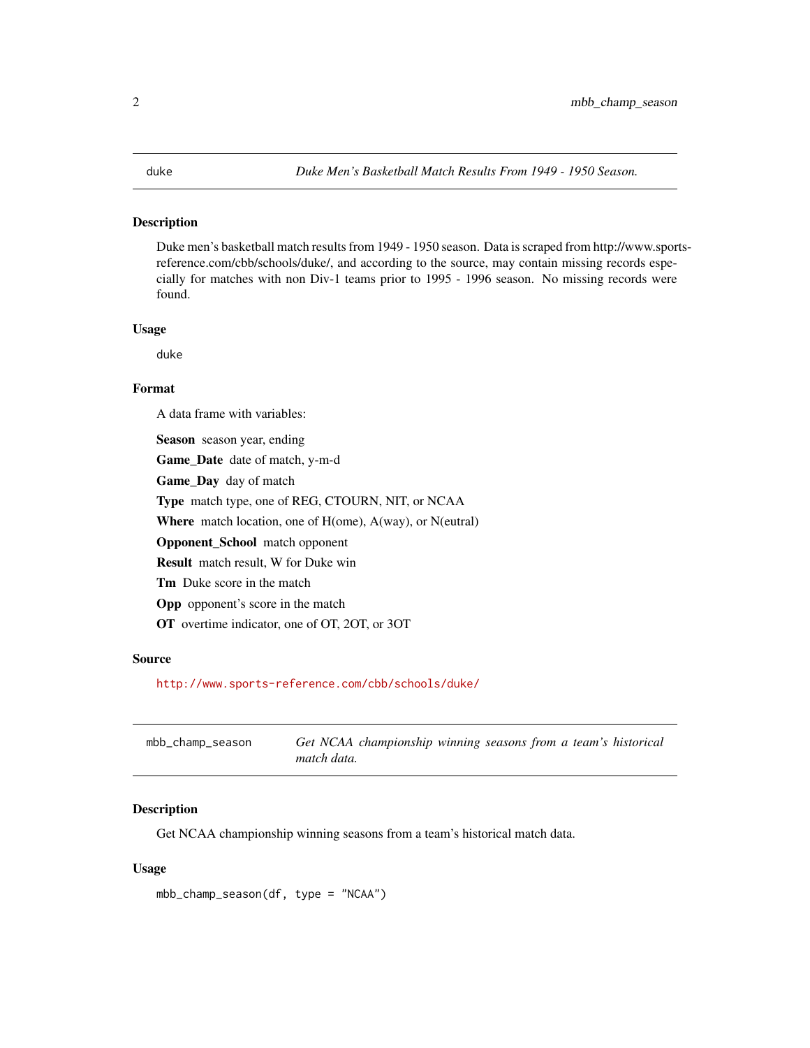## duke — *Duke Men's Basketball Match Results From 1949 - 1950 Season.*

### Description

Duke men's basketball match results from 1949 - 1950 season. Data is scraped from http://www.sports-reference.com/cbb/schools/duke/, and according to the source, may contain missing records especially for matches with non Div-1 teams prior to 1995 - 1996 season. No missing records were found.

### Usage

```
duke
```

### Format

A data frame with variables:

**Season** season year, ending

**Game_Date** date of match, y-m-d

**Game_Day** day of match

**Type** match type, one of REG, CTOURN, NIT, or NCAA

**Where** match location, one of H(ome), A(way), or N(eutral)

**Opponent_School** match opponent

**Result** match result, W for Duke win

**Tm** Duke score in the match

**Opp** opponent's score in the match

**OT** overtime indicator, one of OT, 2OT, or 3OT

### Source

http://www.sports-reference.com/cbb/schools/duke/

## mbb_champ_season — *Get NCAA championship winning seasons from a team's historical match data.*

### Description

Get NCAA championship winning seasons from a team's historical match data.

### Usage

```
mbb_champ_season(df, type = "NCAA")
```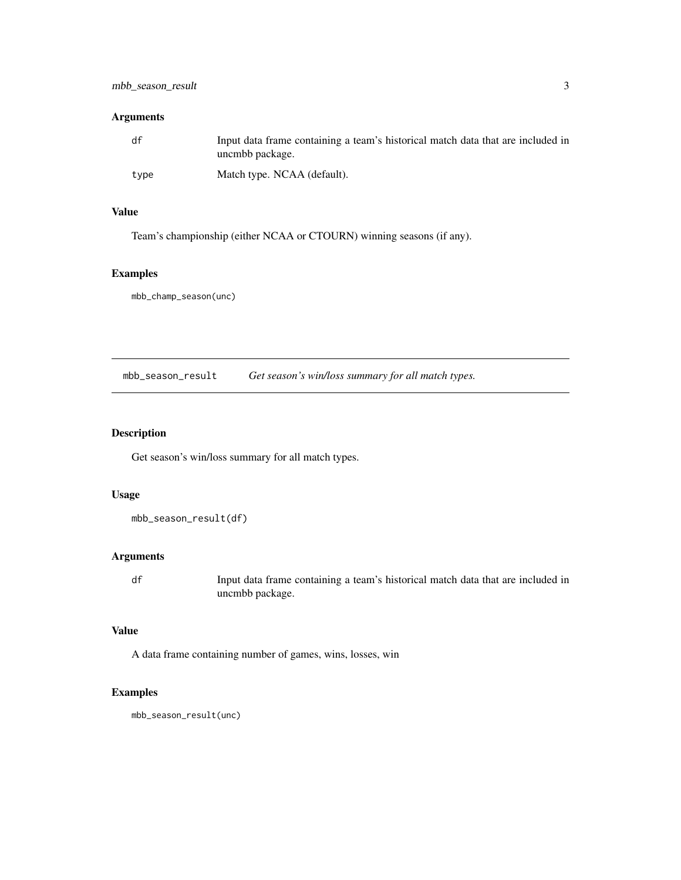## Arguments

| | |
|---|---|
| df | Input data frame containing a team's historical match data that are included in uncmbb package. |
| type | Match type. NCAA (default). |

## Value

Team's championship (either NCAA or CTOURN) winning seasons (if any).

## Examples

```
mbb_champ_season(unc)
```

---

# mbb_season_result *Get season's win/loss summary for all match types.*

## Description

Get season's win/loss summary for all match types.

## Usage

```
mbb_season_result(df)
```

## Arguments

| | |
|---|---|
| df | Input data frame containing a team's historical match data that are included in uncmbb package. |

## Value

A data frame containing number of games, wins, losses, win

## Examples

```
mbb_season_result(unc)
```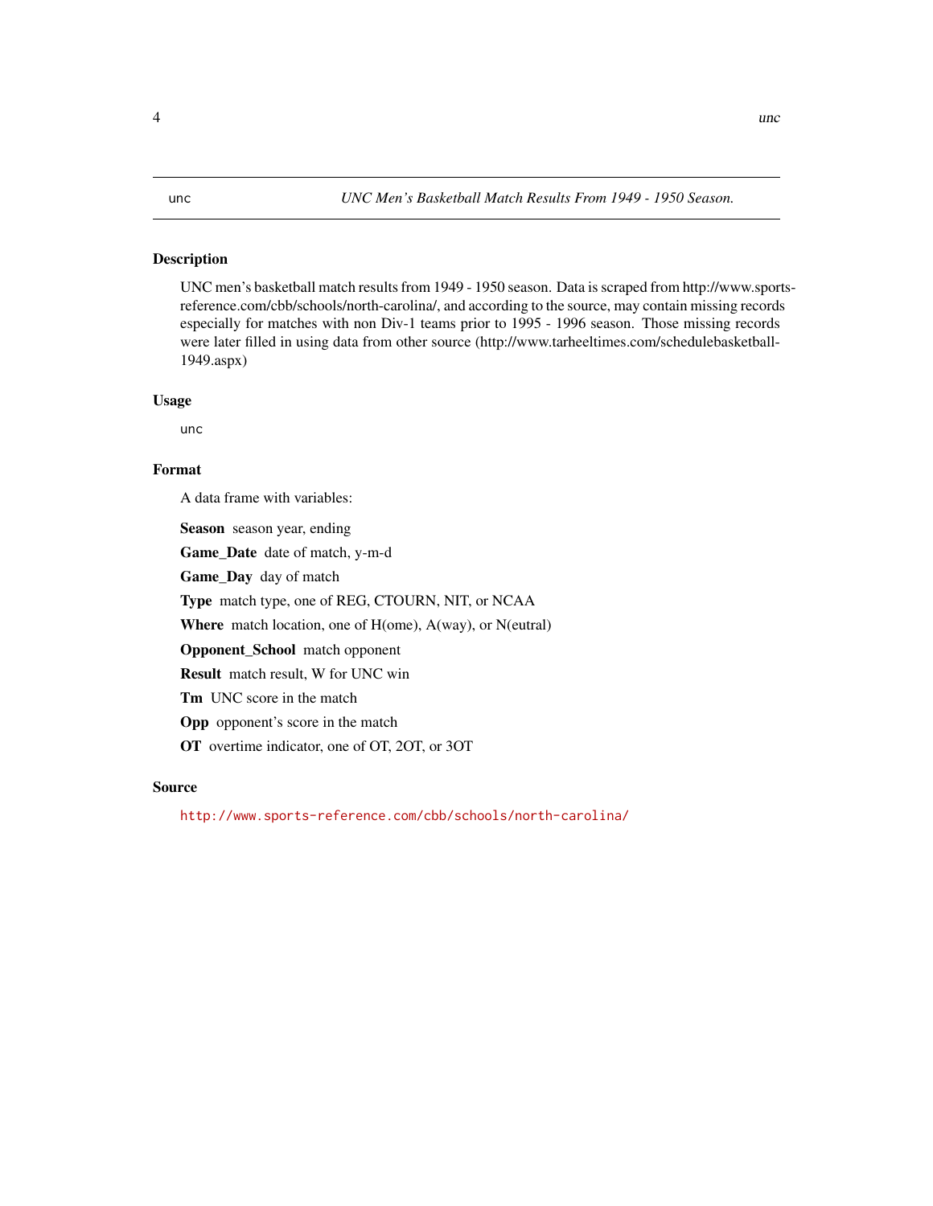unc — *UNC Men's Basketball Match Results From 1949 - 1950 Season.*

## Description

UNC men's basketball match results from 1949 - 1950 season. Data is scraped from http://www.sports-reference.com/cbb/schools/north-carolina/, and according to the source, may contain missing records especially for matches with non Div-1 teams prior to 1995 - 1996 season. Those missing records were later filled in using data from other source (http://www.tarheeltimes.com/schedulebasketball-1949.aspx)

## Usage

```
unc
```

## Format

A data frame with variables:

**Season** season year, ending

**Game_Date** date of match, y-m-d

**Game_Day** day of match

**Type** match type, one of REG, CTOURN, NIT, or NCAA

**Where** match location, one of H(ome), A(way), or N(eutral)

**Opponent_School** match opponent

**Result** match result, W for UNC win

**Tm** UNC score in the match

**Opp** opponent's score in the match

**OT** overtime indicator, one of OT, 2OT, or 3OT

## Source

http://www.sports-reference.com/cbb/schools/north-carolina/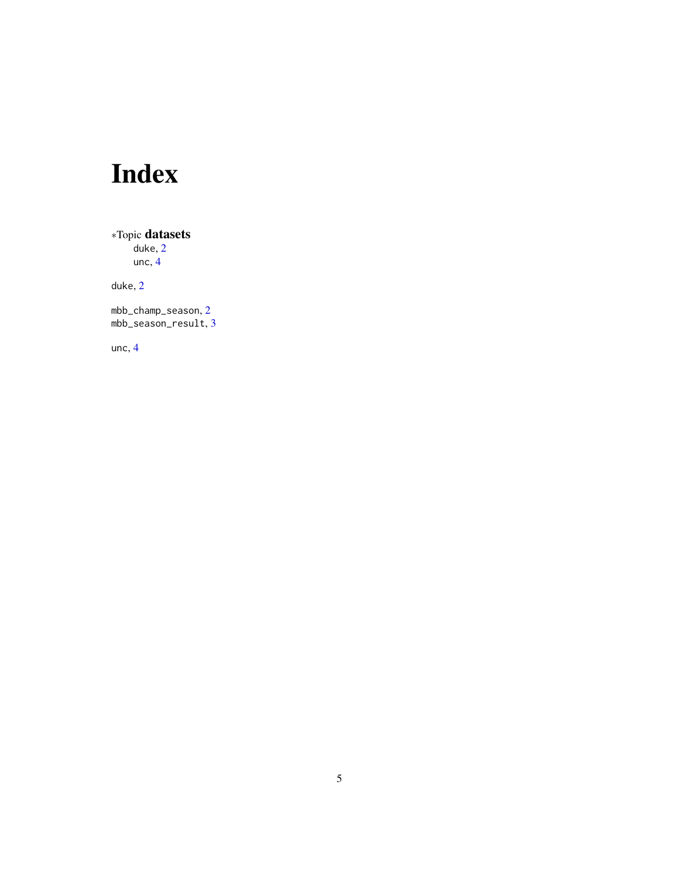# Index

∗Topic **datasets**

- duke, 2
- unc, 4

duke, 2

mbb_champ_season, 2
mbb_season_result, 3

unc, 4